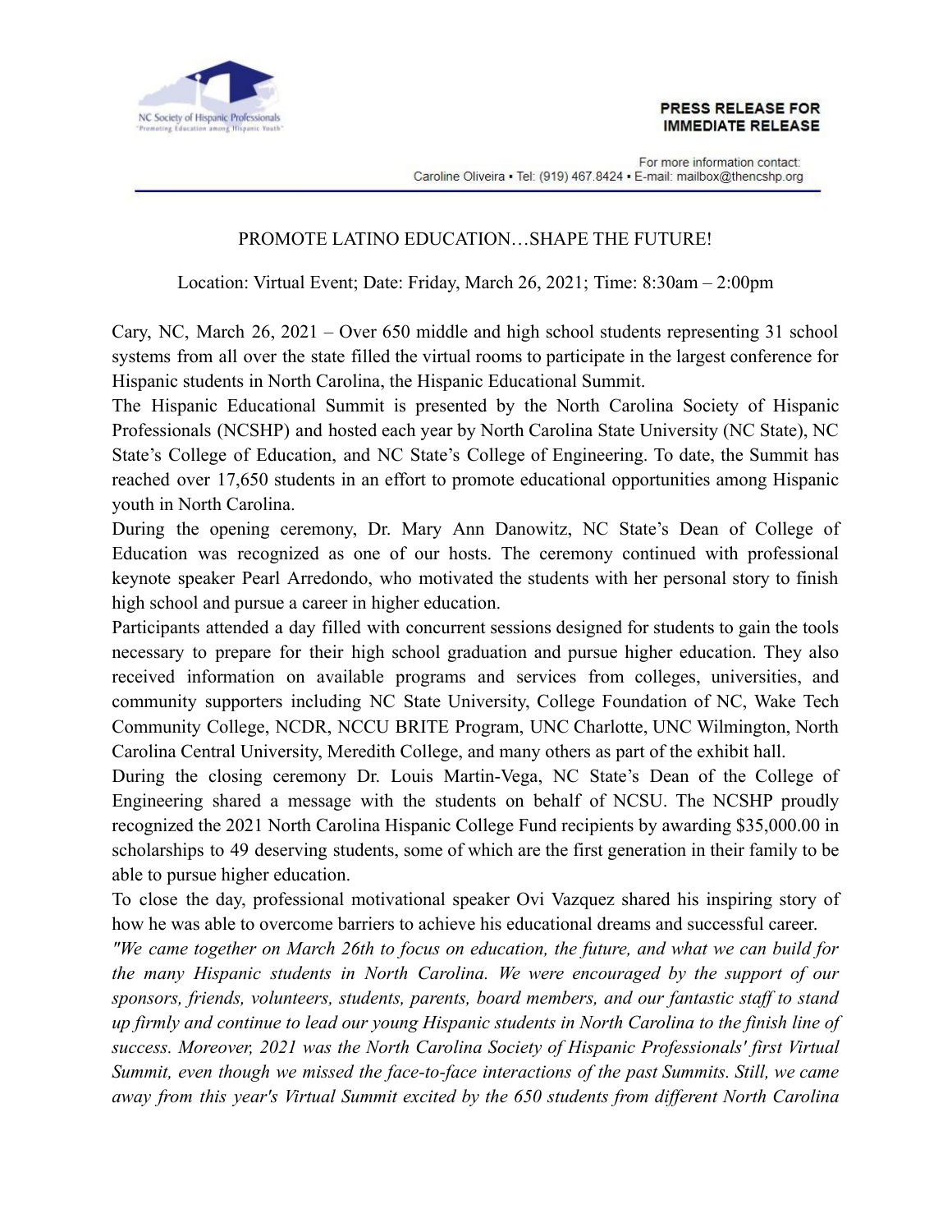NC Society of Hispanic Professionals
"Promoting Education among Hispanic Youth"

**PRESS RELEASE FOR IMMEDIATE RELEASE**

For more information contact:
Caroline Oliveira ▪ Tel: (919) 467.8424 ▪ E-mail: mailbox@thencshp.org

PROMOTE LATINO EDUCATION…SHAPE THE FUTURE!

Location: Virtual Event; Date: Friday, March 26, 2021; Time: 8:30am – 2:00pm

Cary, NC, March 26, 2021 – Over 650 middle and high school students representing 31 school systems from all over the state filled the virtual rooms to participate in the largest conference for Hispanic students in North Carolina, the Hispanic Educational Summit.

The Hispanic Educational Summit is presented by the North Carolina Society of Hispanic Professionals (NCSHP) and hosted each year by North Carolina State University (NC State), NC State's College of Education, and NC State's College of Engineering. To date, the Summit has reached over 17,650 students in an effort to promote educational opportunities among Hispanic youth in North Carolina.

During the opening ceremony, Dr. Mary Ann Danowitz, NC State's Dean of College of Education was recognized as one of our hosts. The ceremony continued with professional keynote speaker Pearl Arredondo, who motivated the students with her personal story to finish high school and pursue a career in higher education.

Participants attended a day filled with concurrent sessions designed for students to gain the tools necessary to prepare for their high school graduation and pursue higher education. They also received information on available programs and services from colleges, universities, and community supporters including NC State University, College Foundation of NC, Wake Tech Community College, NCDR, NCCU BRITE Program, UNC Charlotte, UNC Wilmington, North Carolina Central University, Meredith College, and many others as part of the exhibit hall.

During the closing ceremony Dr. Louis Martin-Vega, NC State's Dean of the College of Engineering shared a message with the students on behalf of NCSU. The NCSHP proudly recognized the 2021 North Carolina Hispanic College Fund recipients by awarding $35,000.00 in scholarships to 49 deserving students, some of which are the first generation in their family to be able to pursue higher education.

To close the day, professional motivational speaker Ovi Vazquez shared his inspiring story of how he was able to overcome barriers to achieve his educational dreams and successful career.

*"We came together on March 26th to focus on education, the future, and what we can build for the many Hispanic students in North Carolina. We were encouraged by the support of our sponsors, friends, volunteers, students, parents, board members, and our fantastic staff to stand up firmly and continue to lead our young Hispanic students in North Carolina to the finish line of success. Moreover, 2021 was the North Carolina Society of Hispanic Professionals' first Virtual Summit, even though we missed the face-to-face interactions of the past Summits. Still, we came away from this year's Virtual Summit excited by the 650 students from different North Carolina*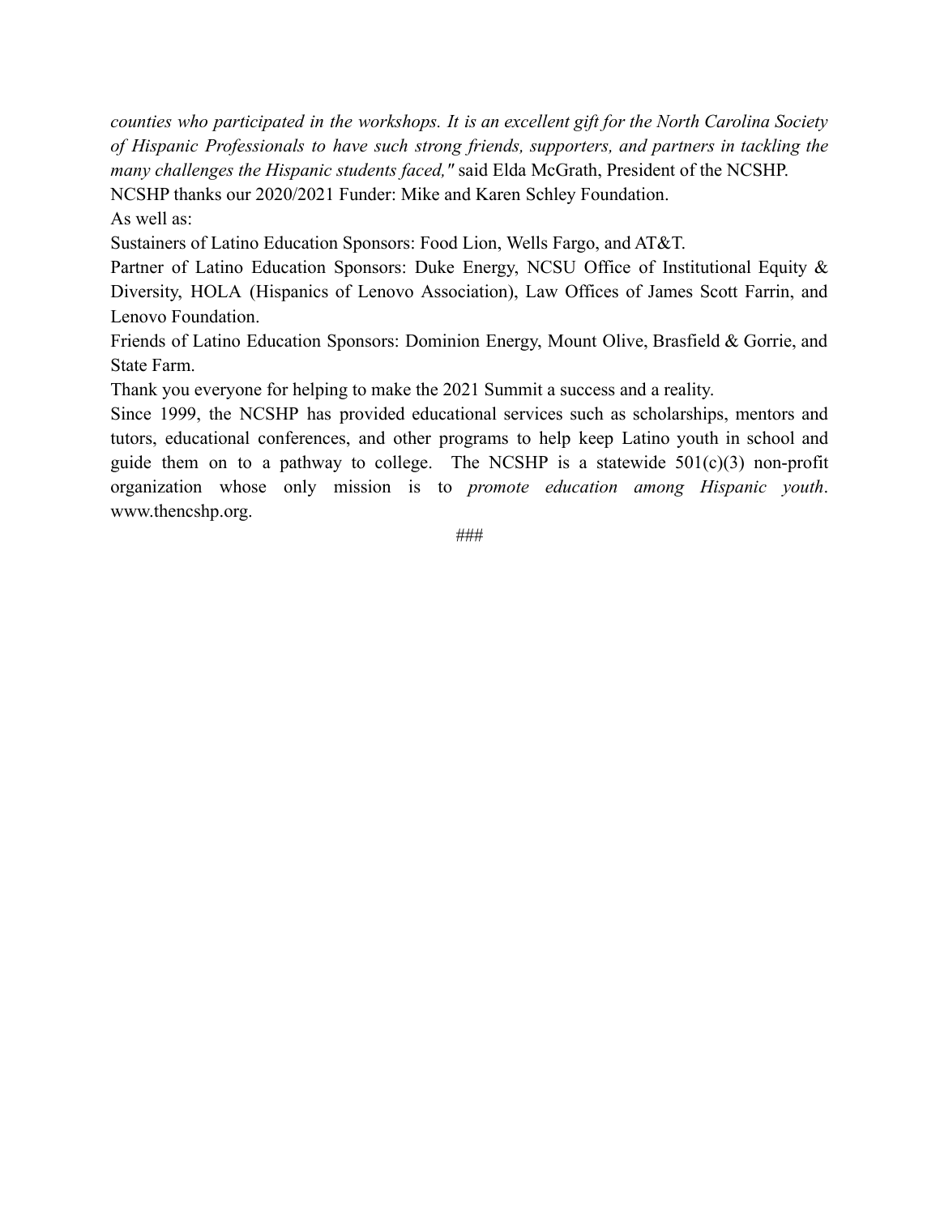*counties who participated in the workshops. It is an excellent gift for the North Carolina Society of Hispanic Professionals to have such strong friends, supporters, and partners in tackling the many challenges the Hispanic students faced,"* said Elda McGrath, President of the NCSHP.

NCSHP thanks our 2020/2021 Funder: Mike and Karen Schley Foundation.

As well as:

Sustainers of Latino Education Sponsors: Food Lion, Wells Fargo, and AT&T.

Partner of Latino Education Sponsors: Duke Energy, NCSU Office of Institutional Equity & Diversity, HOLA (Hispanics of Lenovo Association), Law Offices of James Scott Farrin, and Lenovo Foundation.

Friends of Latino Education Sponsors: Dominion Energy, Mount Olive, Brasfield & Gorrie, and State Farm.

Thank you everyone for helping to make the 2021 Summit a success and a reality.

Since 1999, the NCSHP has provided educational services such as scholarships, mentors and tutors, educational conferences, and other programs to help keep Latino youth in school and guide them on to a pathway to college. The NCSHP is a statewide 501(c)(3) non-profit organization whose only mission is to *promote education among Hispanic youth*. www.thencshp.org.

###